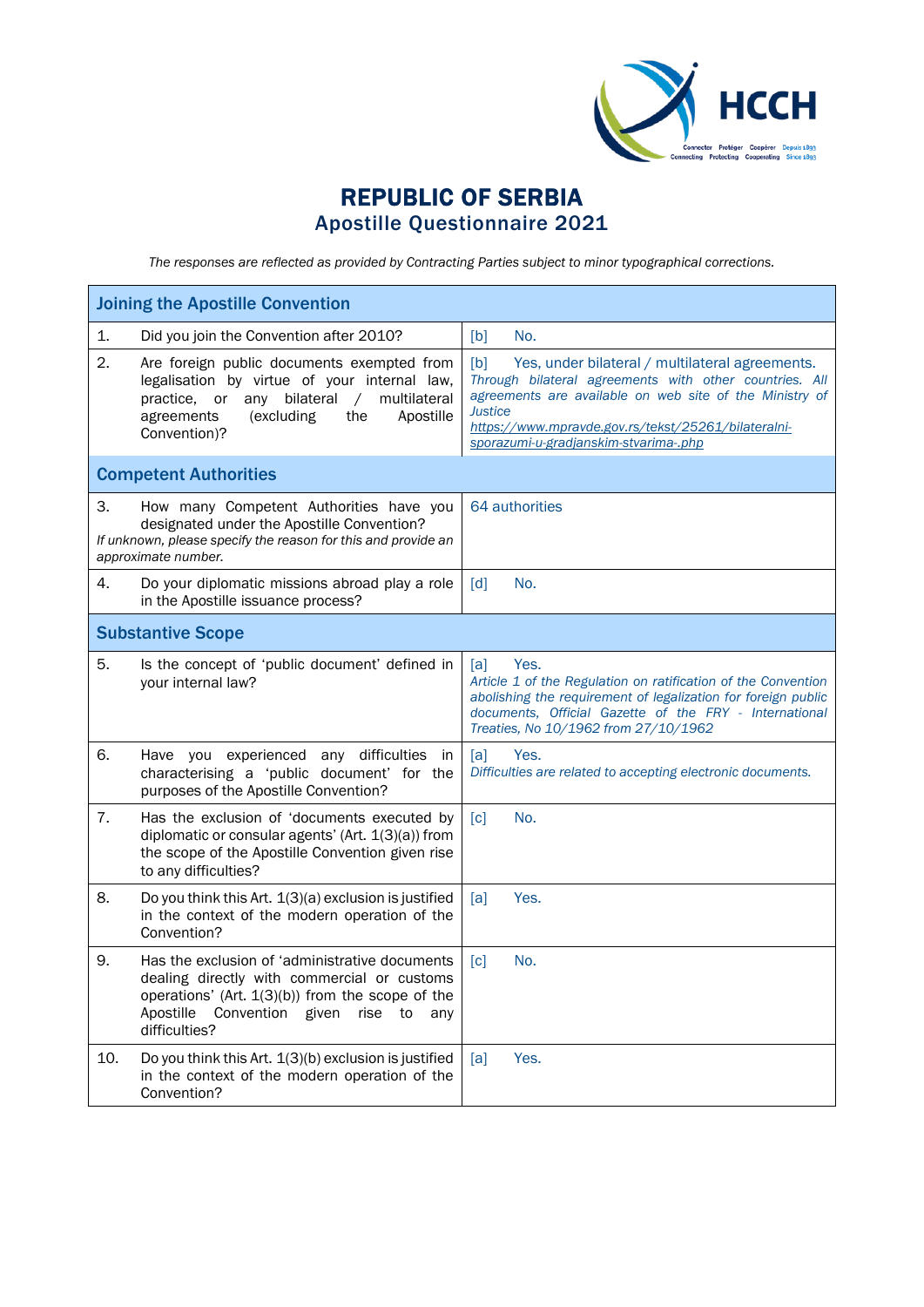# REPUBLIC OF SERBIA
## Apostille Questionnaire 2021

*The responses are reflected as provided by Contracting Parties subject to minor typographical corrections.*

| Joining the Apostille Convention | |
|---|---|
| 1. Did you join the Convention after 2010? | [b] No. |
| 2. Are foreign public documents exempted from legalisation by virtue of your internal law, practice, or any bilateral / multilateral agreements (excluding the Apostille Convention)? | [b] Yes, under bilateral / multilateral agreements. *Through bilateral agreements with other countries. All agreements are available on web site of the Ministry of Justice* *https://www.mpravde.gov.rs/tekst/25261/bilateralni-sporazumi-u-gradjanskim-stvarima-.php* |
| **Competent Authorities** | |
| 3. How many Competent Authorities have you designated under the Apostille Convention? *If unknown, please specify the reason for this and provide an approximate number.* | 64 authorities |
| 4. Do your diplomatic missions abroad play a role in the Apostille issuance process? | [d] No. |
| **Substantive Scope** | |
| 5. Is the concept of 'public document' defined in your internal law? | [a] Yes. *Article 1 of the Regulation on ratification of the Convention abolishing the requirement of legalization for foreign public documents, Official Gazette of the FRY - International Treaties, No 10/1962 from 27/10/1962* |
| 6. Have you experienced any difficulties in characterising a 'public document' for the purposes of the Apostille Convention? | [a] Yes. *Difficulties are related to accepting electronic documents.* |
| 7. Has the exclusion of 'documents executed by diplomatic or consular agents' (Art. 1(3)(a)) from the scope of the Apostille Convention given rise to any difficulties? | [c] No. |
| 8. Do you think this Art. 1(3)(a) exclusion is justified in the context of the modern operation of the Convention? | [a] Yes. |
| 9. Has the exclusion of 'administrative documents dealing directly with commercial or customs operations' (Art. 1(3)(b)) from the scope of the Apostille Convention given rise to any difficulties? | [c] No. |
| 10. Do you think this Art. 1(3)(b) exclusion is justified in the context of the modern operation of the Convention? | [a] Yes. |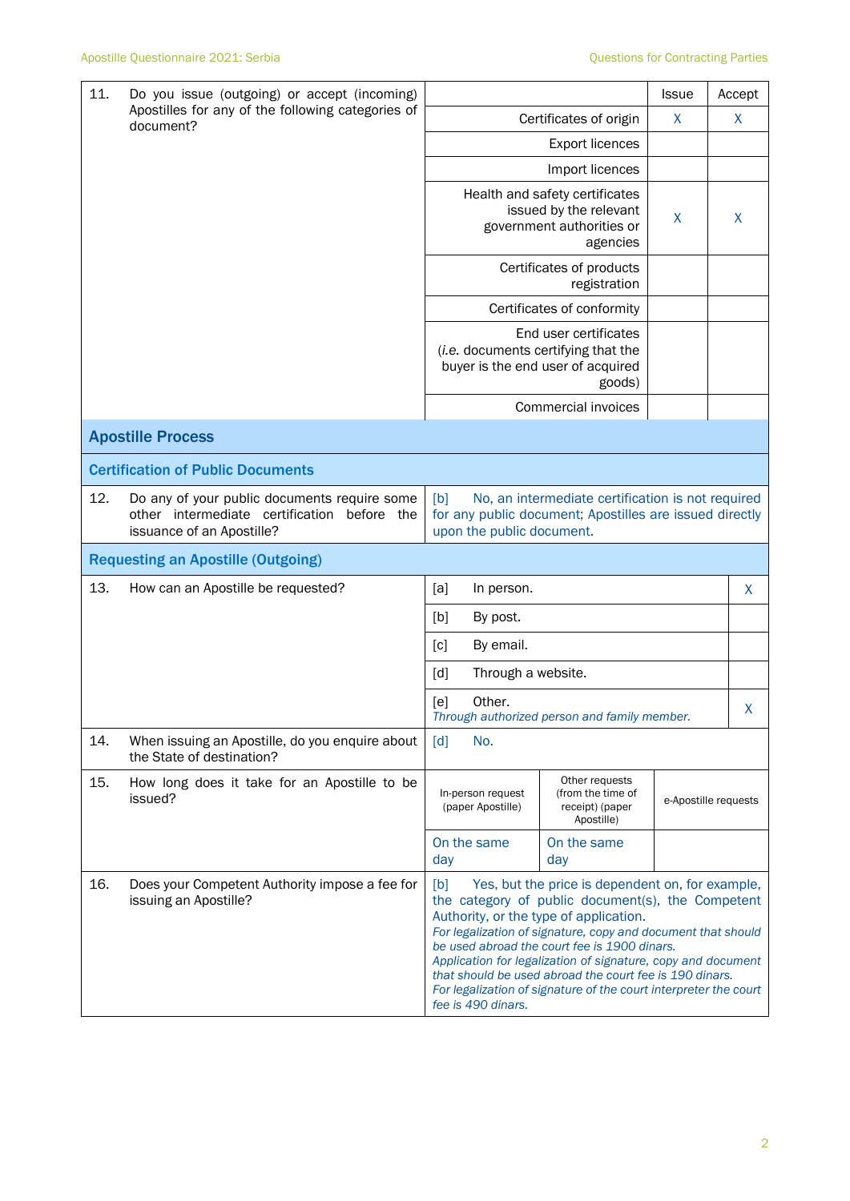| | | | Issue | Accept |
|---|---|---|---|---|
| 11. | Do you issue (outgoing) or accept (incoming) Apostilles for any of the following categories of document? | Certificates of origin | X | X |
| | | Export licences | | |
| | | Import licences | | |
| | | Health and safety certificates issued by the relevant government authorities or agencies | X | X |
| | | Certificates of products registration | | |
| | | Certificates of conformity | | |
| | | End user certificates (*i.e.* documents certifying that the buyer is the end user of acquired goods) | | |
| | | Commercial invoices | | |

## Apostille Process

### Certification of Public Documents

| | | |
|---|---|---|
| 12. | Do any of your public documents require some other intermediate certification before the issuance of an Apostille? | [b] No, an intermediate certification is not required for any public document; Apostilles are issued directly upon the public document. |

### Requesting an Apostille (Outgoing)

| | | | |
|---|---|---|---|
| 13. | How can an Apostille be requested? | [a] In person. | X |
| | | [b] By post. | |
| | | [c] By email. | |
| | | [d] Through a website. | |
| | | [e] Other. *Through authorized person and family member.* | X |
| 14. | When issuing an Apostille, do you enquire about the State of destination? | [d] No. | |

| | | In-person request (paper Apostille) | Other requests (from the time of receipt) (paper Apostille) | e-Apostille requests |
|---|---|---|---|---|
| 15. | How long does it take for an Apostille to be issued? | On the same day | On the same day | |

| | | |
|---|---|---|
| 16. | Does your Competent Authority impose a fee for issuing an Apostille? | [b] Yes, but the price is dependent on, for example, the category of public document(s), the Competent Authority, or the type of application. *For legalization of signature, copy and document that should be used abroad the court fee is 1900 dinars. Application for legalization of signature, copy and document that should be used abroad the court fee is 190 dinars. For legalization of signature of the court interpreter the court fee is 490 dinars.* |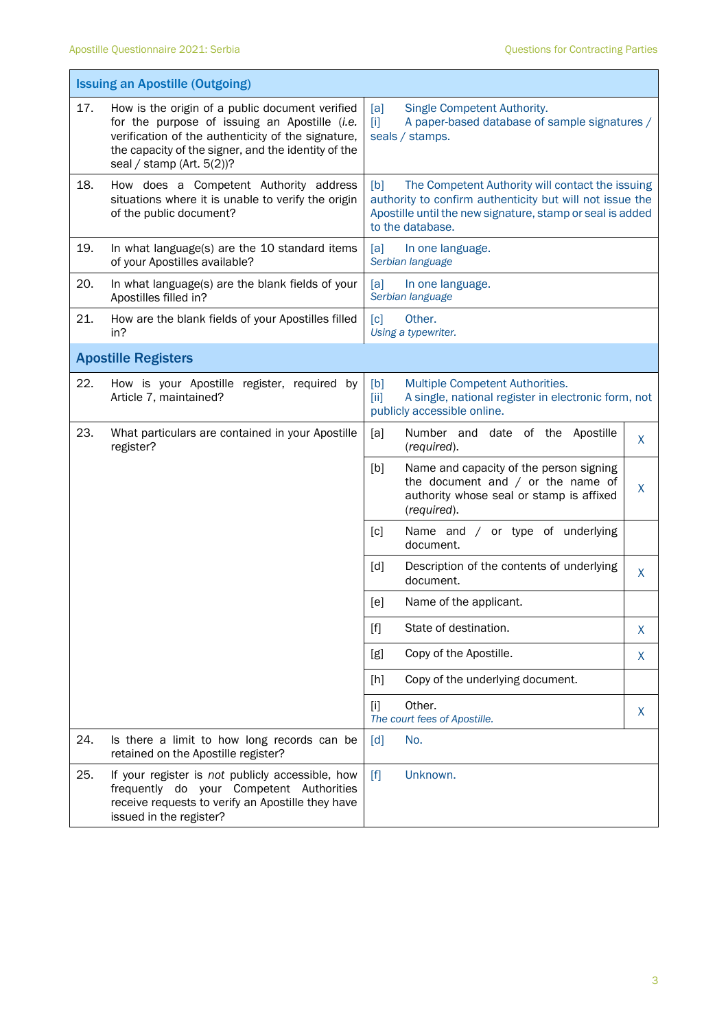| Issuing an Apostille (Outgoing) | | |
|---|---|---|
| 17. | How is the origin of a public document verified for the purpose of issuing an Apostille (*i.e.* verification of the authenticity of the signature, the capacity of the signer, and the identity of the seal / stamp (Art. 5(2))? | [a] Single Competent Authority.<br>[i] A paper-based database of sample signatures / seals / stamps. |
| 18. | How does a Competent Authority address situations where it is unable to verify the origin of the public document? | [b] The Competent Authority will contact the issuing authority to confirm authenticity but will not issue the Apostille until the new signature, stamp or seal is added to the database. |
| 19. | In what language(s) are the 10 standard items of your Apostilles available? | [a] In one language.<br>*Serbian language* |
| 20. | In what language(s) are the blank fields of your Apostilles filled in? | [a] In one language.<br>*Serbian language* |
| 21. | How are the blank fields of your Apostilles filled in? | [c] Other.<br>*Using a typewriter.* |

| Apostille Registers | | | |
|---|---|---|---|
| 22. | How is your Apostille register, required by Article 7, maintained? | [b] Multiple Competent Authorities.<br>[ii] A single, national register in electronic form, not publicly accessible online. | |
| 23. | What particulars are contained in your Apostille register? | [a] Number and date of the Apostille (*required*). | X |
| | | [b] Name and capacity of the person signing the document and / or the name of authority whose seal or stamp is affixed (*required*). | X |
| | | [c] Name and / or type of underlying document. | |
| | | [d] Description of the contents of underlying document. | X |
| | | [e] Name of the applicant. | |
| | | [f] State of destination. | X |
| | | [g] Copy of the Apostille. | X |
| | | [h] Copy of the underlying document. | |
| | | [i] Other.<br>*The court fees of Apostille.* | X |
| 24. | Is there a limit to how long records can be retained on the Apostille register? | [d] No. | |
| 25. | If your register is *not* publicly accessible, how frequently do your Competent Authorities receive requests to verify an Apostille they have issued in the register? | [f] Unknown. | |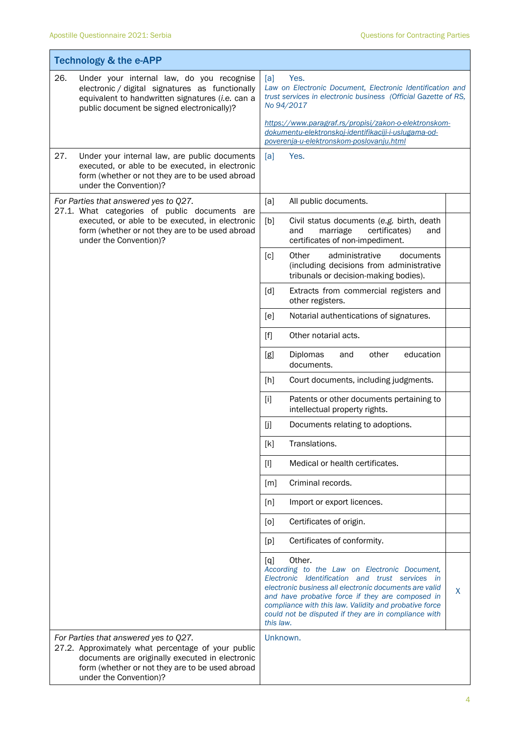| Technology & the e-APP | | |
|---|---|---|
| 26. Under your internal law, do you recognise electronic / digital signatures as functionally equivalent to handwritten signatures (*i.e.* can a public document be signed electronically)? | [a] Yes.<br>*Law on Electronic Document, Electronic Identification and trust services in electronic business (Official Gazette of RS, No 94/2017*<br><br>*https://www.paragraf.rs/propisi/zakon-o-elektronskom-dokumentu-elektronskoj-identifikaciji-i-uslugama-od-poverenja-u-elektronskom-poslovanju.html* | |
| 27. Under your internal law, are public documents executed, or able to be executed, in electronic form (whether or not they are to be used abroad under the Convention)? | [a] Yes. | |
| *For Parties that answered yes to Q27.*<br>27.1. What categories of public documents are executed, or able to be executed, in electronic form (whether or not they are to be used abroad under the Convention)? | [a] All public documents. | |
| | [b] Civil status documents (*e.g.* birth, death and marriage certificates) and certificates of non-impediment. | |
| | [c] Other administrative documents (including decisions from administrative tribunals or decision-making bodies). | |
| | [d] Extracts from commercial registers and other registers. | |
| | [e] Notarial authentications of signatures. | |
| | [f] Other notarial acts. | |
| | [g] Diplomas and other education documents. | |
| | [h] Court documents, including judgments. | |
| | [i] Patents or other documents pertaining to intellectual property rights. | |
| | [j] Documents relating to adoptions. | |
| | [k] Translations. | |
| | [l] Medical or health certificates. | |
| | [m] Criminal records. | |
| | [n] Import or export licences. | |
| | [o] Certificates of origin. | |
| | [p] Certificates of conformity. | |
| | [q] Other.<br>*According to the Law on Electronic Document, Electronic Identification and trust services in electronic business all electronic documents are valid and have probative force if they are composed in compliance with this law. Validity and probative force could not be disputed if they are in compliance with this law.* | X |
| *For Parties that answered yes to Q27.*<br>27.2. Approximately what percentage of your public documents are originally executed in electronic form (whether or not they are to be used abroad under the Convention)? | Unknown. | |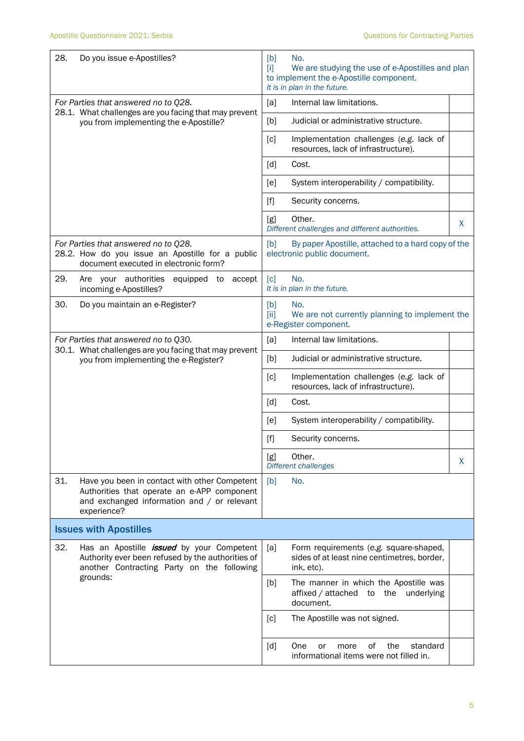| | | |
|---|---|---|
| 28. Do you issue e-Apostilles? | [b] No.<br>[i] We are studying the use of e-Apostilles and plan to implement the e-Apostille component.<br>*It is in plan in the future.* | |
| *For Parties that answered no to Q28.*<br>28.1. What challenges are you facing that may prevent you from implementing the e-Apostille? | [a] Internal law limitations. | |
| | [b] Judicial or administrative structure. | |
| | [c] Implementation challenges (*e.g.* lack of resources, lack of infrastructure). | |
| | [d] Cost. | |
| | [e] System interoperability / compatibility. | |
| | [f] Security concerns. | |
| | [g] Other.<br>*Different challenges and different authorities.* | X |
| *For Parties that answered no to Q28.*<br>28.2. How do you issue an Apostille for a public document executed in electronic form? | [b] By paper Apostille, attached to a hard copy of the electronic public document. | |
| 29. Are your authorities equipped to accept incoming e-Apostilles? | [c] No.<br>*It is in plan in the future.* | |
| 30. Do you maintain an e-Register? | [b] No.<br>[ii] We are not currently planning to implement the e-Register component. | |
| *For Parties that answered no to Q30.*<br>30.1. What challenges are you facing that may prevent you from implementing the e-Register? | [a] Internal law limitations. | |
| | [b] Judicial or administrative structure. | |
| | [c] Implementation challenges (*e.g.* lack of resources, lack of infrastructure). | |
| | [d] Cost. | |
| | [e] System interoperability / compatibility. | |
| | [f] Security concerns. | |
| | [g] Other.<br>*Different challenges* | X |
| 31. Have you been in contact with other Competent Authorities that operate an e-APP component and exchanged information and / or relevant experience? | [b] No. | |
| **Issues with Apostilles** | | |
| 32. Has an Apostille ***issued*** by your Competent Authority ever been refused by the authorities of another Contracting Party on the following grounds: | [a] Form requirements (*e.g.* square-shaped, sides of at least nine centimetres, border, ink, etc). | |
| | [b] The manner in which the Apostille was affixed / attached to the underlying document. | |
| | [c] The Apostille was not signed. | |
| | [d] One or more of the standard informational items were not filled in. | |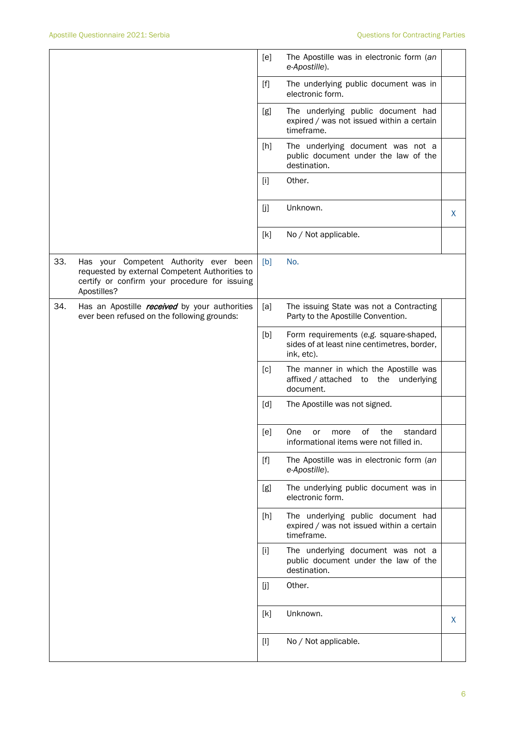| | | | |
|---|---|---|---|
| | [e] | The Apostille was in electronic form (*an e-Apostille*). | |
| | [f] | The underlying public document was in electronic form. | |
| | [g] | The underlying public document had expired / was not issued within a certain timeframe. | |
| | [h] | The underlying document was not a public document under the law of the destination. | |
| | [i] | Other. | |
| | [j] | Unknown. | X |
| | [k] | No / Not applicable. | |
| 33. Has your Competent Authority ever been requested by external Competent Authorities to certify or confirm your procedure for issuing Apostilles? | [b] | No. | |
| 34. Has an Apostille ***received*** by your authorities ever been refused on the following grounds: | [a] | The issuing State was not a Contracting Party to the Apostille Convention. | |
| | [b] | Form requirements (*e.g.* square-shaped, sides of at least nine centimetres, border, ink, etc). | |
| | [c] | The manner in which the Apostille was affixed / attached to the underlying document. | |
| | [d] | The Apostille was not signed. | |
| | [e] | One or more of the standard informational items were not filled in. | |
| | [f] | The Apostille was in electronic form (*an e-Apostille*). | |
| | [g] | The underlying public document was in electronic form. | |
| | [h] | The underlying public document had expired / was not issued within a certain timeframe. | |
| | [i] | The underlying document was not a public document under the law of the destination. | |
| | [j] | Other. | |
| | [k] | Unknown. | X |
| | [l] | No / Not applicable. | |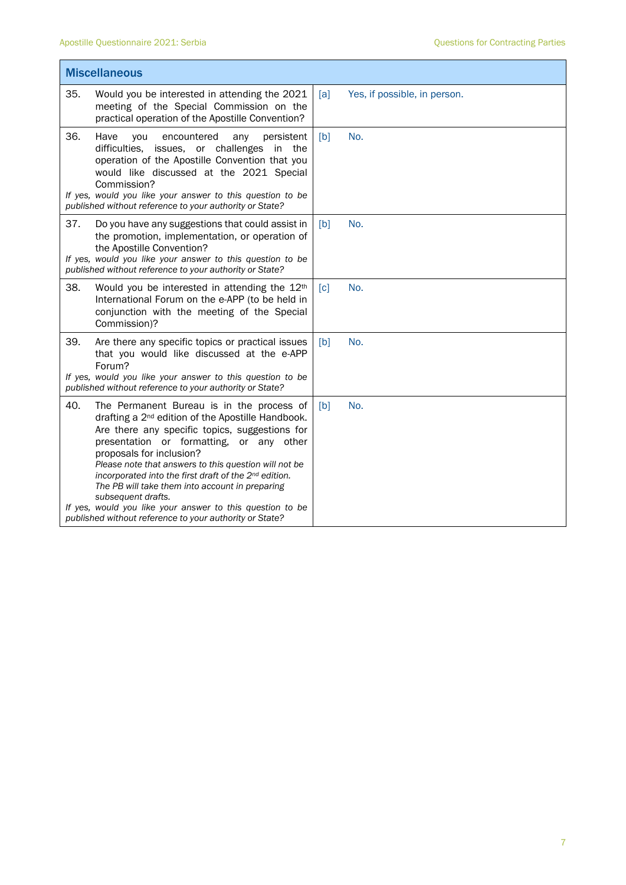| Miscellaneous | |
|---|---|
| 35. Would you be interested in attending the 2021 meeting of the Special Commission on the practical operation of the Apostille Convention? | [a] Yes, if possible, in person. |
| 36. Have you encountered any persistent difficulties, issues, or challenges in the operation of the Apostille Convention that you would like discussed at the 2021 Special Commission?<br>*If yes, would you like your answer to this question to be published without reference to your authority or State?* | [b] No. |
| 37. Do you have any suggestions that could assist in the promotion, implementation, or operation of the Apostille Convention?<br>*If yes, would you like your answer to this question to be published without reference to your authority or State?* | [b] No. |
| 38. Would you be interested in attending the 12th International Forum on the e-APP (to be held in conjunction with the meeting of the Special Commission)? | [c] No. |
| 39. Are there any specific topics or practical issues that you would like discussed at the e-APP Forum?<br>*If yes, would you like your answer to this question to be published without reference to your authority or State?* | [b] No. |
| 40. The Permanent Bureau is in the process of drafting a 2nd edition of the Apostille Handbook. Are there any specific topics, suggestions for presentation or formatting, or any other proposals for inclusion?<br>*Please note that answers to this question will not be incorporated into the first draft of the 2nd edition. The PB will take them into account in preparing subsequent drafts.*<br>*If yes, would you like your answer to this question to be published without reference to your authority or State?* | [b] No. |